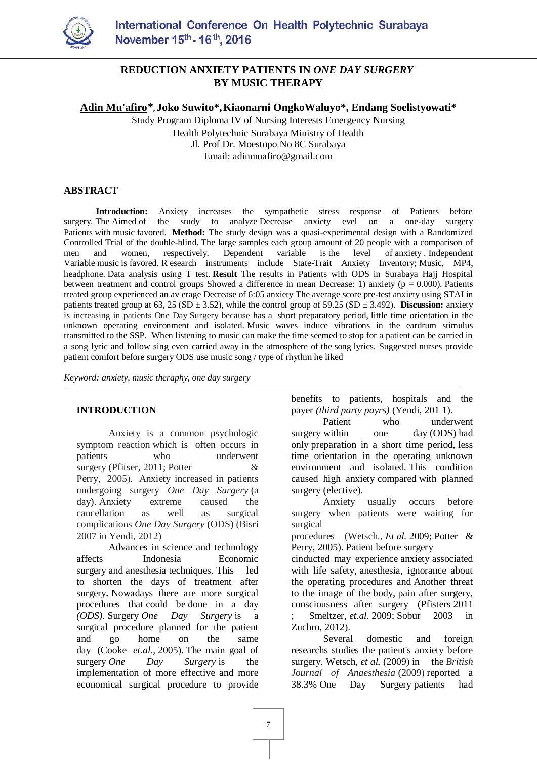# REDUCTION ANXIETY PATIENTS IN *ONE DAY SURGERY* BY MUSIC THERAPY

**Adin Mu'afiro***, **Joko Suwito***, **Kiaonarni OngkoWaluyo***, **Endang Soelistyowati***

Study Program Diploma IV of Nursing Interests Emergency Nursing
Health Polytechnic Surabaya Ministry of Health
Jl. Prof Dr. Moestopo No 8C Surabaya
Email: adinmuafiro@gmail.com

## ABSTRACT

**Introduction:** Anxiety increases the sympathetic stress response of Patients before surgery. The Aimed of the study to analyze Decrease anxiety evel on a one-day surgery Patients with music favored. **Method:** The study design was a quasi-experimental design with a Randomized Controlled Trial of the double-blind. The large samples each group amount of 20 people with a comparison of men and women, respectively. Dependent variable is the level of anxiety . Independent Variable music is favored. R esearch instruments include State-Trait Anxiety Inventory; Music, MP4, headphone. Data analysis using T test. **Result** The results in Patients with ODS in Surabaya Hajj Hospital between treatment and control groups Showed a difference in mean Decrease: 1) anxiety (p = 0.000). Patients treated group experienced an av erage Decrease of 6:05 anxiety The average score pre-test anxiety using STAI in patients treated group at 63, 25 (SD ± 3.52), while the control group of 59.25 (SD ± 3.492). **Discussion:** anxiety is increasing in patients One Day Surgery because has a short preparatory period, little time orientation in the unknown operating environment and isolated. Music waves induce vibrations in the eardrum stimulus transmitted to the SSP. When listening to music can make the time seemed to stop for a patient can be carried in a song lyric and follow sing even carried away in the atmosphere of the song lyrics. Suggested nurses provide patient comfort before surgery ODS use music song / type of rhythm he liked

*Keyword: anxiety, music theraphy, one day surgery*

## INTRODUCTION

Anxiety is a common psychologic symptom reaction which is often occurs in patients who underwent surgery (Pfitser, 2011; Potter & Perry, 2005). Anxiety increased in patients undergoing surgery *One Day Surgery* (a day). Anxiety extreme caused the cancellation as well as surgical complications *One Day Surgery* (ODS) (Bisri 2007 in Yendi, 2012)

Advances in science and technology affects Indonesia Economic surgery and anesthesia techniques. This led to shorten the days of treatment after surgery**.** Nowadays there are more surgical procedures that could be done in a day *(ODS)*. Surgery *One Day Surgery* is a surgical procedure planned for the patient and go home on the same day (Cooke *et.al.*, 2005). The main goal of surgery *One Day Surgery* is the implementation of more effective and more economical surgical procedure to provide benefits to patients, hospitals and the payer *(third party payrs)* (Yendi, 201 1).

Patient who underwent surgery within one day (ODS) had only preparation in a short time period, less time orientation in the operating unknown environment and isolated. This condition caused high anxiety compared with planned surgery (elective).

Anxiety usually occurs before surgery when patients were waiting for surgical procedures (Wetsch., *Et al.* 2009; Potter & Perry, 2005). Patient before surgery cinducted may experience anxiety associated with life safety, anesthesia, ignorance about the operating procedures and Another threat to the image of the body, pain after surgery, consciousness after surgery (Pfisters 2011 ; Smeltzer, *et.al.* 2009; Sobur 2003 in Zuchro, 2012).

Several domestic and foreign researchs studies the patient's anxiety before surgery. Wetsch, *et al.* (2009) in the *British Journal of Anaesthesia* (2009) reported a 38.3% One Day Surgery patients had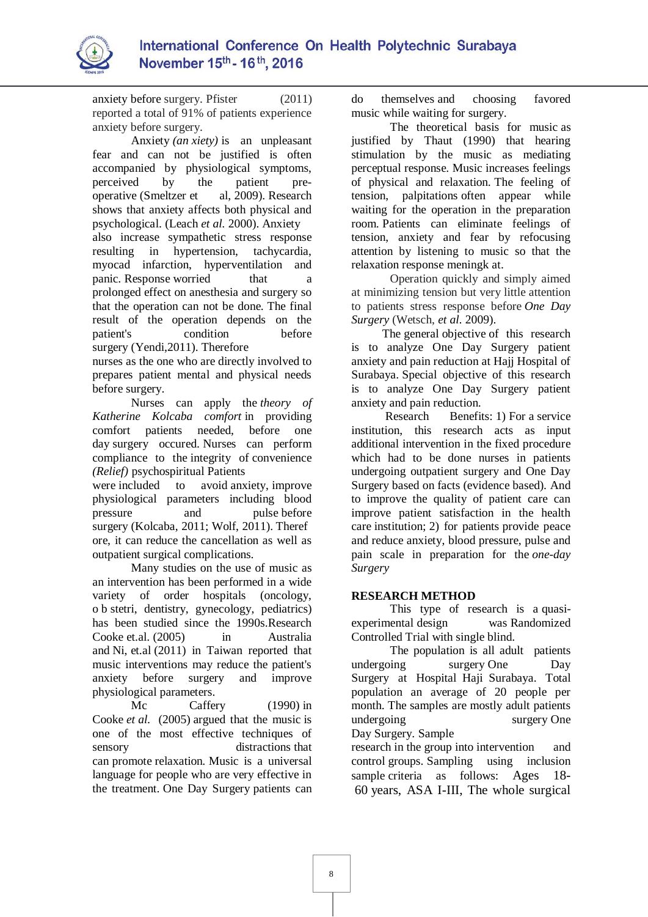anxiety before surgery. Pfister (2011) reported a total of 91% of patients experience anxiety before surgery.

Anxiety *(an xiety)* is an unpleasant fear and can not be justified is often accompanied by physiological symptoms, perceived by the patient pre-operative (Smeltzer et al, 2009). Research shows that anxiety affects both physical and psychological. (Leach *et al.* 2000). Anxiety also increase sympathetic stress response resulting in hypertension, tachycardia, myocad infarction, hyperventilation and panic. Response worried that a prolonged effect on anesthesia and surgery so that the operation can not be done. The final result of the operation depends on the patient's condition before surgery (Yendi,2011). Therefore nurses as the one who are directly involved to prepares patient mental and physical needs before surgery.

Nurses can apply the *theory of Katherine Kolcaba comfort* in providing comfort patients needed, before one day surgery occured. Nurses can perform compliance to the integrity of convenience *(Relief)* psychospiritual Patients were included to avoid anxiety, improve physiological parameters including blood pressure and pulse before surgery (Kolcaba, 2011; Wolf, 2011). Theref ore, it can reduce the cancellation as well as outpatient surgical complications.

Many studies on the use of music as an intervention has been performed in a wide variety of order hospitals (oncology, o b stetri, dentistry, gynecology, pediatrics) has been studied since the 1990s.Research Cooke et.al. (2005) in Australia and Ni, et.al (2011) in Taiwan reported that music interventions may reduce the patient's anxiety before surgery and improve physiological parameters.

Mc Caffery (1990) in Cooke *et al.* (2005) argued that the music is one of the most effective techniques of sensory distractions that can promote relaxation. Music is a universal language for people who are very effective in the treatment. One Day Surgery patients can do themselves and choosing favored music while waiting for surgery.

The theoretical basis for music as justified by Thaut (1990) that hearing stimulation by the music as mediating perceptual response. Music increases feelings of physical and relaxation. The feeling of tension, palpitations often appear while waiting for the operation in the preparation room. Patients can eliminate feelings of tension, anxiety and fear by refocusing attention by listening to music so that the relaxation response meningk at.

Operation quickly and simply aimed at minimizing tension but very little attention to patients stress response before *One Day Surgery* (Wetsch, *et al*. 2009).

The general objective of this research is to analyze One Day Surgery patient anxiety and pain reduction at Hajj Hospital of Surabaya. Special objective of this research is to analyze One Day Surgery patient anxiety and pain reduction.

Research Benefits: 1) For a service institution, this research acts as input additional intervention in the fixed procedure which had to be done nurses in patients undergoing outpatient surgery and One Day Surgery based on facts (evidence based). And to improve the quality of patient care can improve patient satisfaction in the health care institution; 2) for patients provide peace and reduce anxiety, blood pressure, pulse and pain scale in preparation for the *one-day Surgery*

## RESEARCH METHOD

This type of research is a quasi-experimental design was Randomized Controlled Trial with single blind.

The population is all adult patients undergoing surgery One Day Surgery at Hospital Haji Surabaya. Total population an average of 20 people per month. The samples are mostly adult patients undergoing surgery One Day Surgery. Sample research in the group into intervention and control groups. Sampling using inclusion sample criteria as follows: Ages 18-60 years, ASA I-III, The whole surgical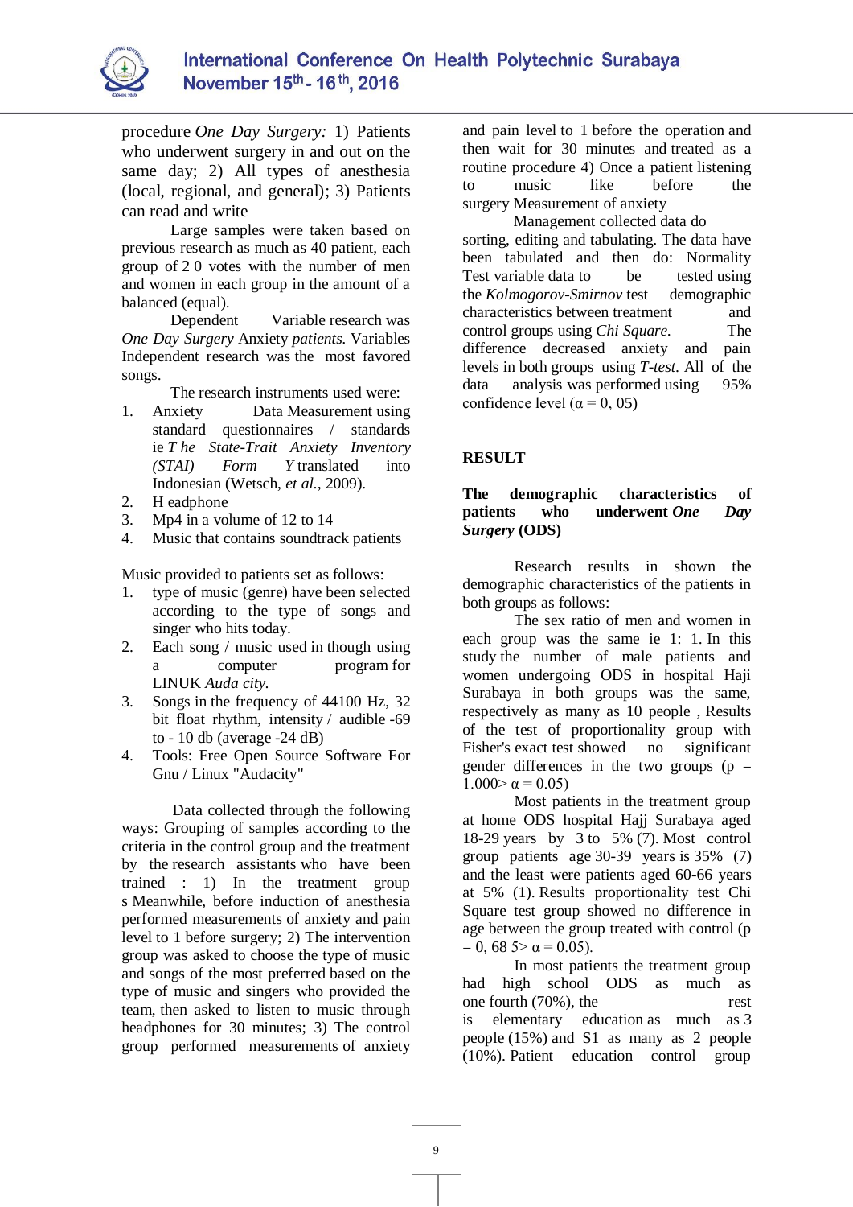procedure *One Day Surgery:* 1) Patients who underwent surgery in and out on the same day; 2) All types of anesthesia (local, regional, and general); 3) Patients can read and write

Large samples were taken based on previous research as much as 40 patient, each group of 2 0 votes with the number of men and women in each group in the amount of a balanced (equal).

Dependent Variable research was *One Day Surgery* Anxiety *patients.* Variables Independent research was the most favored songs.

The research instruments used were:

1. Anxiety Data Measurement using standard questionnaires / standards ie *T he State-Trait Anxiety Inventory (STAI) Form Y* translated into Indonesian (Wetsch, *et al.,* 2009).
2. H eadphone
3. Mp4 in a volume of 12 to 14
4. Music that contains soundtrack patients

Music provided to patients set as follows:

1. type of music (genre) have been selected according to the type of songs and singer who hits today.
2. Each song / music used in though using a computer program for LINUK *Auda city.*
3. Songs in the frequency of 44100 Hz, 32 bit float rhythm, intensity / audible -69 to - 10 db (average -24 dB)
4. Tools: Free Open Source Software For Gnu / Linux "Audacity"

Data collected through the following ways: Grouping of samples according to the criteria in the control group and the treatment by the research assistants who have been trained : 1) In the treatment group s Meanwhile, before induction of anesthesia performed measurements of anxiety and pain level to 1 before surgery; 2) The intervention group was asked to choose the type of music and songs of the most preferred based on the type of music and singers who provided the team, then asked to listen to music through headphones for 30 minutes; 3) The control group performed measurements of anxiety and pain level to 1 before the operation and then wait for 30 minutes and treated as a routine procedure 4) Once a patient listening to music like before the surgery Measurement of anxiety

Management collected data do sorting, editing and tabulating. The data have been tabulated and then do: Normality Test variable data to be tested using the *Kolmogorov-Smirnov* test demographic characteristics between treatment and control groups using *Chi Square.* The difference decreased anxiety and pain levels in both groups using *T-test.* All of the data analysis was performed using 95% confidence level (α = 0, 05)

## RESULT

**The demographic characteristics of patients who underwent *One Day Surgery* (ODS)**

Research results in shown the demographic characteristics of the patients in both groups as follows:

The sex ratio of men and women in each group was the same ie 1: 1. In this study the number of male patients and women undergoing ODS in hospital Haji Surabaya in both groups was the same, respectively as many as 10 people , Results of the test of proportionality group with Fisher's exact test showed no significant gender differences in the two groups (p = 1.000> α = 0.05)

Most patients in the treatment group at home ODS hospital Hajj Surabaya aged 18-29 years by 3 to 5% (7). Most control group patients age 30-39 years is 35% (7) and the least were patients aged 60-66 years at 5% (1). Results proportionality test Chi Square test group showed no difference in age between the group treated with control (p = 0, 68 5> α = 0.05).

In most patients the treatment group had high school ODS as much as one fourth (70%), the rest is elementary education as much as 3 people (15%) and S1 as many as 2 people (10%). Patient education control group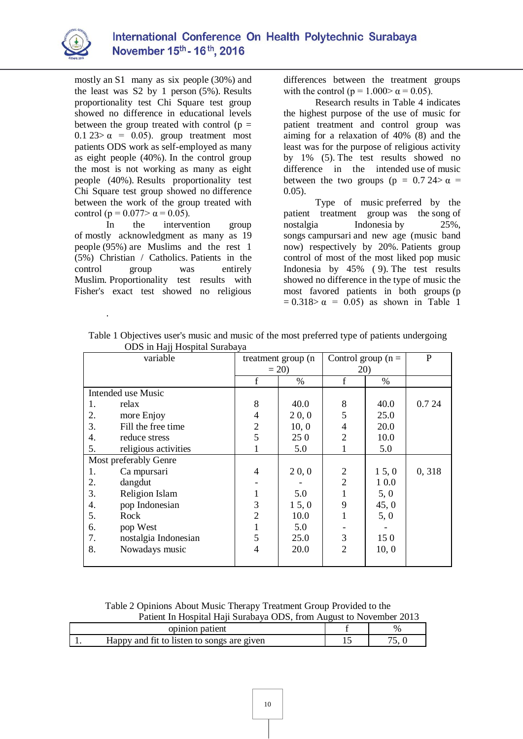mostly an S1 many as six people (30%) and the least was S2 by 1 person (5%). Results proportionality test Chi Square test group showed no difference in educational levels between the group treated with control (p = 0.1 23> α = 0.05). group treatment most patients ODS work as self-employed as many as eight people (40%). In the control group the most is not working as many as eight people (40%). Results proportionality test Chi Square test group showed no difference between the work of the group treated with control (p = 0.077> α = 0.05).

In the intervention group of mostly acknowledgment as many as 19 people (95%) are Muslims and the rest 1 (5%) Christian / Catholics. Patients in the control group was entirely Muslim. Proportionality test results with Fisher's exact test showed no religious differences between the treatment groups with the control (p = 1.000> α = 0.05).

Research results in Table 4 indicates the highest purpose of the use of music for patient treatment and control group was aiming for a relaxation of 40% (8) and the least was for the purpose of religious activity by 1% (5). The test results showed no difference in the intended use of music between the two groups (p = 0.7 24> α = 0.05).

Type of music preferred by the patient treatment group was the song of nostalgia Indonesia by 25%, songs campursari and new age (music band now) respectively by 20%. Patients group control of most of the most liked pop music Indonesia by 45% ( 9). The test results showed no difference in the type of music the most favored patients in both groups (p = 0.318> α = 0.05) as shown in Table 1

.

Table 1 Objectives user's music and music of the most preferred type of patients undergoing ODS in Hajj Hospital Surabaya

| variable | treatment group (n = 20) | | Control group (n = 20) | | P |
|---|---|---|---|---|---|
| | f | % | f | % | |
| **Intended use Music** | | | | | |
| 1. relax | 8 | 40.0 | 8 | 40.0 | 0.7 24 |
| 2. more Enjoy | 4 | 2 0, 0 | 5 | 25.0 | |
| 3. Fill the free time | 2 | 10, 0 | 4 | 20.0 | |
| 4. reduce stress | 5 | 25 0 | 2 | 10.0 | |
| 5. religious activities | 1 | 5.0 | 1 | 5.0 | |
| **Most preferably Genre** | | | | | |
| 1. Ca mpursari | 4 | 2 0, 0 | 2 | 1 5, 0 | 0, 318 |
| 2. dangdut | - | - | 2 | 1 0.0 | |
| 3. Religion Islam | 1 | 5.0 | 1 | 5, 0 | |
| 4. pop Indonesian | 3 | 1 5, 0 | 9 | 45, 0 | |
| 5. Rock | 2 | 10.0 | 1 | 5, 0 | |
| 6. pop West | 1 | 5.0 | - | - | |
| 7. nostalgia Indonesian | 5 | 25.0 | 3 | 15 0 | |
| 8. Nowadays music | 4 | 20.0 | 2 | 10, 0 | |

Table 2 Opinions About Music Therapy Treatment Group Provided to the Patient In Hospital Haji Surabaya ODS, from August to November 2013

| opinion patient | f | % |
|---|---|---|
| 1. Happy and fit to listen to songs are given | 15 | 75, 0 |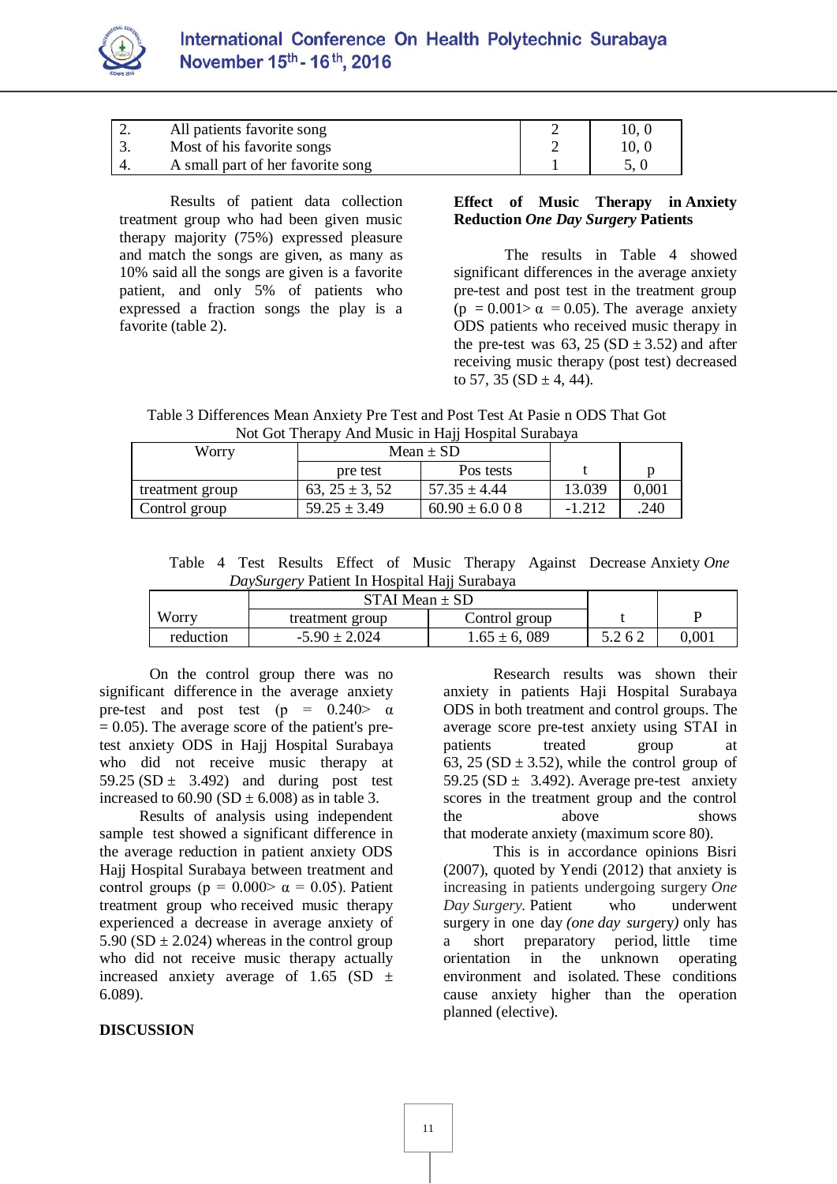| | | | |
|---|---|---|---|
| 2. | All patients favorite song | 2 | 10, 0 |
| 3. | Most of his favorite songs | 2 | 10, 0 |
| 4. | A small part of her favorite song | 1 | 5, 0 |

Results of patient data collection treatment group who had been given music therapy majority (75%) expressed pleasure and match the songs are given, as many as 10% said all the songs are given is a favorite patient, and only 5% of patients who expressed a fraction songs the play is a favorite (table 2).

**Effect of Music Therapy in Anxiety Reduction *One Day Surgery* Patients**

The results in Table 4 showed significant differences in the average anxiety pre-test and post test in the treatment group (p = 0.001> α = 0.05). The average anxiety ODS patients who received music therapy in the pre-test was 63, 25 (SD ± 3.52) and after receiving music therapy (post test) decreased to 57, 35 (SD ± 4, 44).

Table 3 Differences Mean Anxiety Pre Test and Post Test At Pasie n ODS That Got Not Got Therapy And Music in Hajj Hospital Surabaya

| Worry | Mean ± SD | | t | p |
|---|---|---|---|---|
| | pre test | Pos tests | | |
| treatment group | 63, 25 ± 3, 52 | 57.35 ± 4.44 | 13.039 | 0,001 |
| Control group | 59.25 ± 3.49 | 60.90 ± 6.0 0 8 | -1.212 | .240 |

Table 4 Test Results Effect of Music Therapy Against Decrease Anxiety *One DaySurgery* Patient In Hospital Hajj Surabaya

| Worry | STAI Mean ± SD | | t | P |
|---|---|---|---|---|
| | treatment group | Control group | | |
| reduction | -5.90 ± 2.024 | 1.65 ± 6, 089 | 5.2 6 2 | 0,001 |

On the control group there was no significant difference in the average anxiety pre-test and post test (p = 0.240> α = 0.05). The average score of the patient's pre-test anxiety ODS in Hajj Hospital Surabaya who did not receive music therapy at 59.25 (SD ± 3.492) and during post test increased to 60.90 (SD ± 6.008) as in table 3.

Results of analysis using independent sample test showed a significant difference in the average reduction in patient anxiety ODS Hajj Hospital Surabaya between treatment and control groups (p = 0.000> α = 0.05). Patient treatment group who received music therapy experienced a decrease in average anxiety of 5.90 (SD ± 2.024) whereas in the control group who did not receive music therapy actually increased anxiety average of 1.65 (SD ± 6.089).

**DISCUSSION**

Research results was shown their anxiety in patients Haji Hospital Surabaya ODS in both treatment and control groups. The average score pre-test anxiety using STAI in patients treated group at 63, 25 (SD ± 3.52), while the control group of 59.25 (SD ± 3.492). Average pre-test anxiety scores in the treatment group and the control the above shows that moderate anxiety (maximum score 80).

This is in accordance opinions Bisri (2007), quoted by Yendi (2012) that anxiety is increasing in patients undergoing surgery *One Day Surgery*. Patient who underwent surgery in one day *(one day surge*ry*)* only has a short preparatory period, little time orientation in the unknown operating environment and isolated. These conditions cause anxiety higher than the operation planned (elective).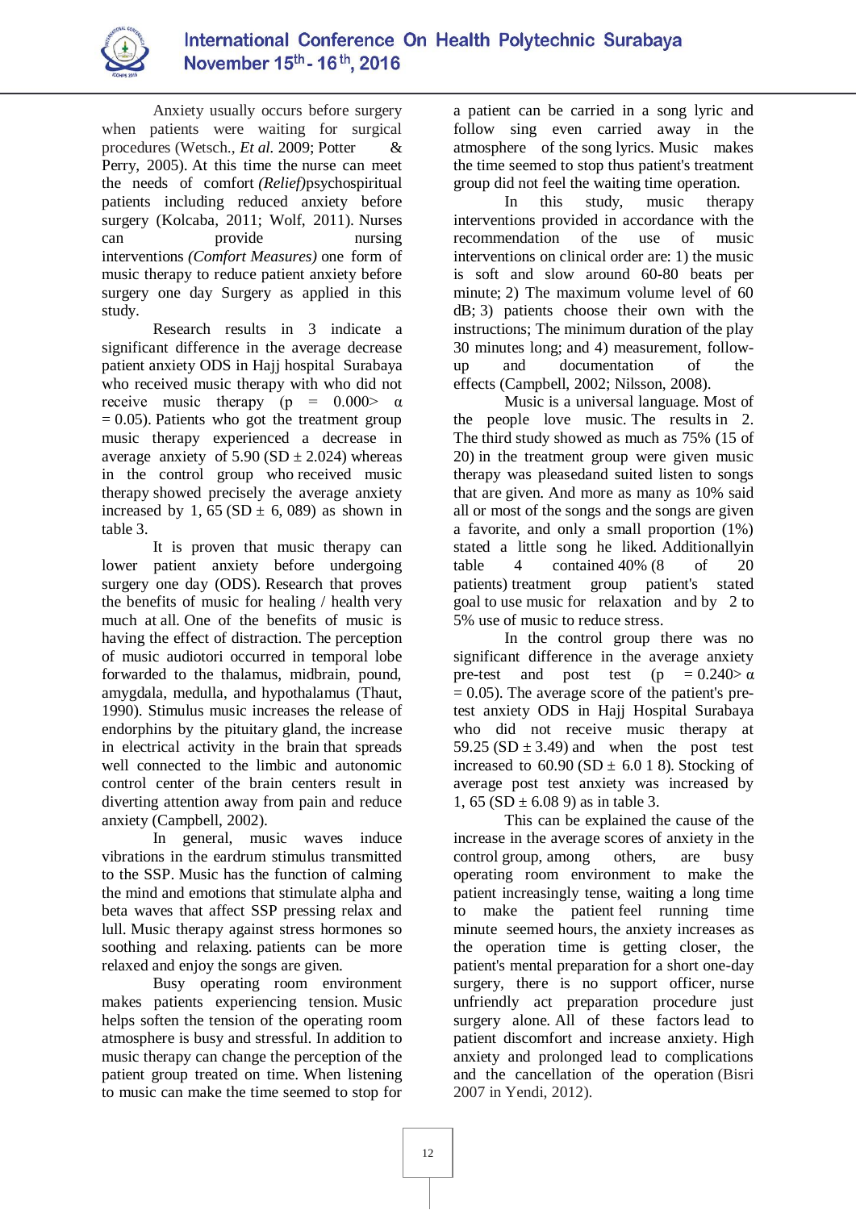Anxiety usually occurs before surgery when patients were waiting for surgical procedures (Wetsch., *Et al.* 2009; Potter & Perry, 2005). At this time the nurse can meet the needs of comfort *(Relief)*psychospiritual patients including reduced anxiety before surgery (Kolcaba, 2011; Wolf, 2011). Nurses can provide nursing interventions *(Comfort Measures)* one form of music therapy to reduce patient anxiety before surgery one day Surgery as applied in this study.

Research results in 3 indicate a significant difference in the average decrease patient anxiety ODS in Hajj hospital Surabaya who received music therapy with who did not receive music therapy ($p = 0.000 > \alpha = 0.05$). Patients who got the treatment group music therapy experienced a decrease in average anxiety of 5.90 (SD ± 2.024) whereas in the control group who received music therapy showed precisely the average anxiety increased by 1, 65 (SD ± 6, 089) as shown in table 3.

It is proven that music therapy can lower patient anxiety before undergoing surgery one day (ODS). Research that proves the benefits of music for healing / health very much at all. One of the benefits of music is having the effect of distraction. The perception of music audiotori occurred in temporal lobe forwarded to the thalamus, midbrain, pound, amygdala, medulla, and hypothalamus (Thaut, 1990). Stimulus music increases the release of endorphins by the pituitary gland, the increase in electrical activity in the brain that spreads well connected to the limbic and autonomic control center of the brain centers result in diverting attention away from pain and reduce anxiety (Campbell, 2002).

In general, music waves induce vibrations in the eardrum stimulus transmitted to the SSP. Music has the function of calming the mind and emotions that stimulate alpha and beta waves that affect SSP pressing relax and lull. Music therapy against stress hormones so soothing and relaxing. patients can be more relaxed and enjoy the songs are given.

Busy operating room environment makes patients experiencing tension. Music helps soften the tension of the operating room atmosphere is busy and stressful. In addition to music therapy can change the perception of the patient group treated on time. When listening to music can make the time seemed to stop for a patient can be carried in a song lyric and follow sing even carried away in the atmosphere of the song lyrics. Music makes the time seemed to stop thus patient's treatment group did not feel the waiting time operation.

In this study, music therapy interventions provided in accordance with the recommendation of the use of music interventions on clinical order are: 1) the music is soft and slow around 60-80 beats per minute; 2) The maximum volume level of 60 dB; 3) patients choose their own with the instructions; The minimum duration of the play 30 minutes long; and 4) measurement, follow-up and documentation of the effects (Campbell, 2002; Nilsson, 2008).

Music is a universal language. Most of the people love music. The results in 2. The third study showed as much as 75% (15 of 20) in the treatment group were given music therapy was pleasedand suited listen to songs that are given. And more as many as 10% said all or most of the songs and the songs are given a favorite, and only a small proportion (1%) stated a little song he liked. Additionallyin table 4 contained 40% (8 of 20 patients) treatment group patient's stated goal to use music for relaxation and by 2 to 5% use of music to reduce stress.

In the control group there was no significant difference in the average anxiety pre-test and post test ($p = 0.240 > \alpha = 0.05$). The average score of the patient's pre-test anxiety ODS in Hajj Hospital Surabaya who did not receive music therapy 59.25 (SD ± 3.49) and when the post test increased to 60.90 (SD ± 6.0 1 8). Stocking of average post test anxiety was increased by 1, 65 (SD ± 6.08 9) as in table 3.

This can be explained the cause of the increase in the average scores of anxiety in the control group, among others, are busy operating room environment to make the patient increasingly tense, waiting a long time to make the patient feel running time minute seemed hours, the anxiety increases as the operation time is getting closer, the patient's mental preparation for a short one-day surgery, there is no support officer, nurse unfriendly act preparation procedure just surgery alone. All of these factors lead to patient discomfort and increase anxiety. High anxiety and prolonged lead to complications and the cancellation of the operation (Bisri 2007 in Yendi, 2012).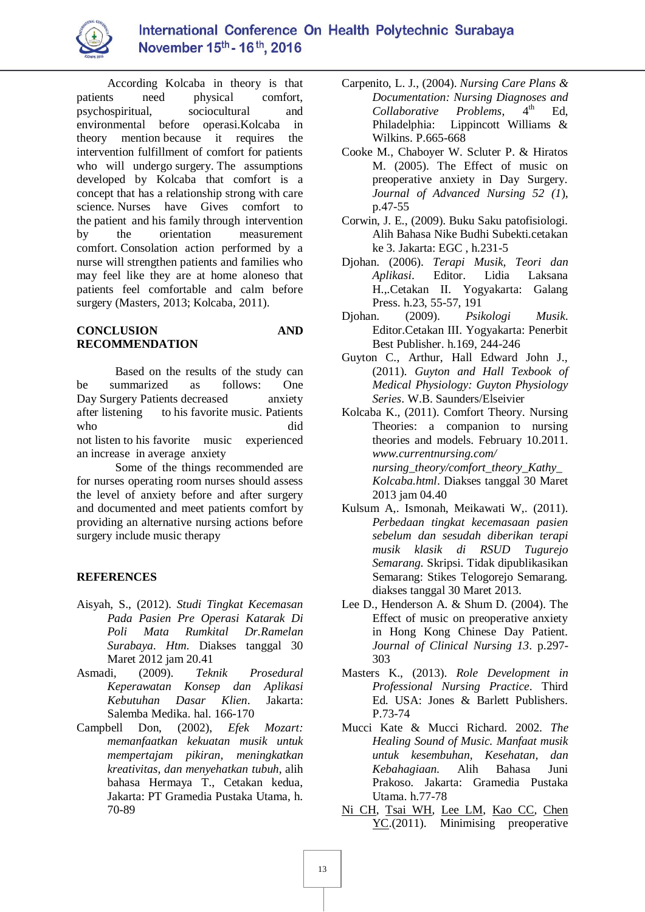According Kolcaba in theory is that patients need physical comfort, psychospiritual, sociocultural and environmental before operasi.Kolcaba in theory mention because it requires the intervention fulfillment of comfort for patients who will undergo surgery. The assumptions developed by Kolcaba that comfort is a concept that has a relationship strong with care science. Nurses have Gives comfort to the patient and his family through intervention by the orientation measurement comfort. Consolation action performed by a nurse will strengthen patients and families who may feel like they are at home aloneso that patients feel comfortable and calm before surgery (Masters, 2013; Kolcaba, 2011).

## CONCLUSION AND RECOMMENDATION

Based on the results of the study can be summarized as follows: One Day Surgery Patients decreased anxiety after listening to his favorite music. Patients who did not listen to his favorite music experienced an increase in average anxiety

Some of the things recommended are for nurses operating room nurses should assess the level of anxiety before and after surgery and documented and meet patients comfort by providing an alternative nursing actions before surgery include music therapy

## REFERENCES

Aisyah, S., (2012). *Studi Tingkat Kecemasan Pada Pasien Pre Operasi Katarak Di Poli Mata Rumkital Dr.Ramelan Surabaya*. *Htm*. Diakses tanggal 30 Maret 2012 jam 20.41

Asmadi, (2009). *Teknik Prosedural Keperawatan Konsep dan Aplikasi Kebutuhan Dasar Klien*. Jakarta: Salemba Medika. hal. 166-170

Campbell Don, (2002), *Efek Mozart: memanfaatkan kekuatan musik untuk mempertajam pikiran, meningkatkan kreativitas, dan menyehatkan tubuh*, alih bahasa Hermaya T., Cetakan kedua, Jakarta: PT Gramedia Pustaka Utama, h. 70-89

Carpenito, L. J., (2004). *Nursing Care Plans & Documentation: Nursing Diagnoses and Collaborative Problems*, 4th Ed, Philadelphia: Lippincott Williams & Wilkins. P.665-668

Cooke M., Chaboyer W. Scluter P. & Hiratos M. (2005). The Effect of music on preoperative anxiety in Day Surgery. *Journal of Advanced Nursing 52 (1)*, p.47-55

Corwin, J. E., (2009). Buku Saku patofisiologi. Alih Bahasa Nike Budhi Subekti.cetakan ke 3. Jakarta: EGC , h.231-5

Djohan. (2006). *Terapi Musik, Teori dan Aplikasi*. Editor. Lidia Laksana H.,.Cetakan II. Yogyakarta: Galang Press. h.23, 55-57, 191

Djohan. (2009). *Psikologi Musik*. Editor.Cetakan III. Yogyakarta: Penerbit Best Publisher. h.169, 244-246

Guyton C., Arthur, Hall Edward John J., (2011). *Guyton and Hall Texbook of Medical Physiology: Guyton Physiology Series*. W.B. Saunders/Elseivier

Kolcaba K., (2011). Comfort Theory. Nursing Theories: a companion to nursing theories and models. February 10.2011. *www.currentnursing.com/ nursing_theory/comfort_theory_Kathy_ Kolcaba.html*. Diakses tanggal 30 Maret 2013 jam 04.40

Kulsum A,. Ismonah, Meikawati W,. (2011). *Perbedaan tingkat kecemasaan pasien sebelum dan sesudah diberikan terapi musik klasik di RSUD Tugurejo Semarang*. Skripsi. Tidak dipublikasikan Semarang: Stikes Telogorejo Semarang. diakses tanggal 30 Maret 2013.

Lee D., Henderson A. & Shum D. (2004). The Effect of music on preoperative anxiety in Hong Kong Chinese Day Patient. *Journal of Clinical Nursing 13*. p.297-303

Masters K., (2013). *Role Development in Professional Nursing Practice*. Third Ed. USA: Jones & Barlett Publishers. P.73-74

Mucci Kate & Mucci Richard. 2002. *The Healing Sound of Music. Manfaat musik untuk kesembuhan, Kesehatan, dan Kebahagiaan.* Alih Bahasa Juni Prakoso. Jakarta: Gramedia Pustaka Utama. h.77-78

Ni CH, Tsai WH, Lee LM, Kao CC, Chen YC.(2011). Minimising preoperative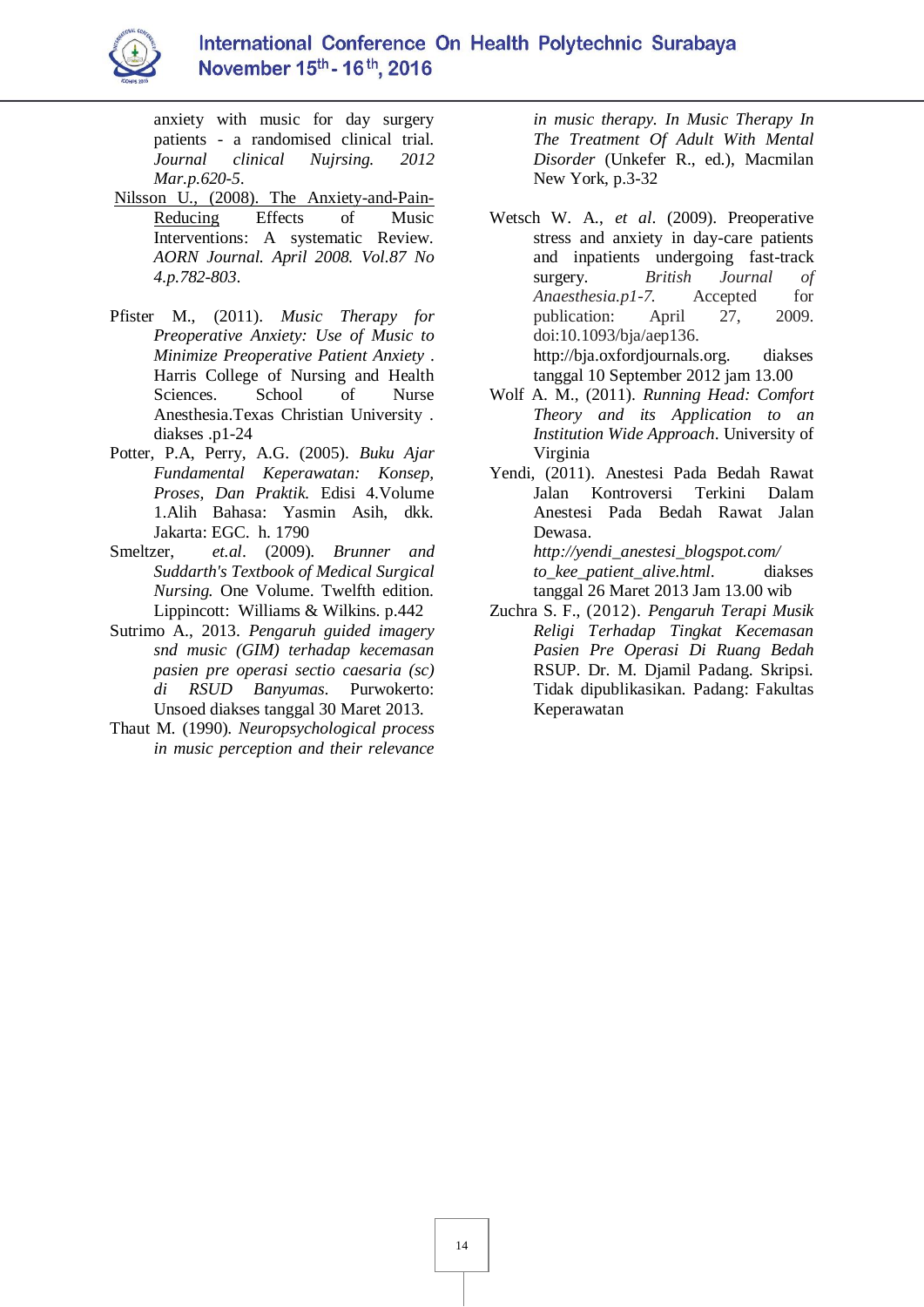anxiety with music for day surgery patients - a randomised clinical trial. *Journal clinical Nujrsing. 2012 Mar.p.620-5*.

Nilsson U., (2008). The Anxiety-and-Pain-Reducing Effects of Music Interventions: A systematic Review. *AORN Journal. April 2008. Vol.87 No 4.p.782-803*.

Pfister M., (2011). *Music Therapy for Preoperative Anxiety: Use of Music to Minimize Preoperative Patient Anxiety* . Harris College of Nursing and Health Sciences. School of Nurse Anesthesia.Texas Christian University . diakses .p1-24

Potter, P.A, Perry, A.G. (2005). *Buku Ajar Fundamental Keperawatan: Konsep, Proses, Dan Praktik.* Edisi 4.Volume 1.Alih Bahasa: Yasmin Asih, dkk. Jakarta: EGC. h. 1790

Smeltzer, *et.al*. (2009). *Brunner and Suddarth's Textbook of Medical Surgical Nursing.* One Volume. Twelfth edition. Lippincott: Williams & Wilkins. p.442

Sutrimo A., 2013. *Pengaruh guided imagery snd music (GIM) terhadap kecemasan pasien pre operasi sectio caesaria (sc) di RSUD Banyumas*. Purwokerto: Unsoed diakses tanggal 30 Maret 2013.

Thaut M. (1990). *Neuropsychological process in music perception and their relevance in music therapy. In Music Therapy In The Treatment Of Adult With Mental Disorder* (Unkefer R., ed.), Macmilan New York, p.3-32

Wetsch W. A., *et al*. (2009). Preoperative stress and anxiety in day-care patients and inpatients undergoing fast-track surgery. *British Journal of Anaesthesia.p1-7.* Accepted for publication: April 27, 2009. doi:10.1093/bja/aep136. http://bja.oxfordjournals.org. diakses tanggal 10 September 2012 jam 13.00

Wolf A. M., (2011). *Running Head: Comfort Theory and its Application to an Institution Wide Approach*. University of Virginia

Yendi, (2011). Anestesi Pada Bedah Rawat Jalan Kontroversi Terkini Dalam Anestesi Pada Bedah Rawat Jalan Dewasa. *http://yendi_anestesi_blogspot.com/ to_kee_patient_alive.html*. diakses tanggal 26 Maret 2013 Jam 13.00 wib

Zuchra S. F., (2012). *Pengaruh Terapi Musik Religi Terhadap Tingkat Kecemasan Pasien Pre Operasi Di Ruang Bedah* RSUP. Dr. M. Djamil Padang. Skripsi. Tidak dipublikasikan. Padang: Fakultas Keperawatan